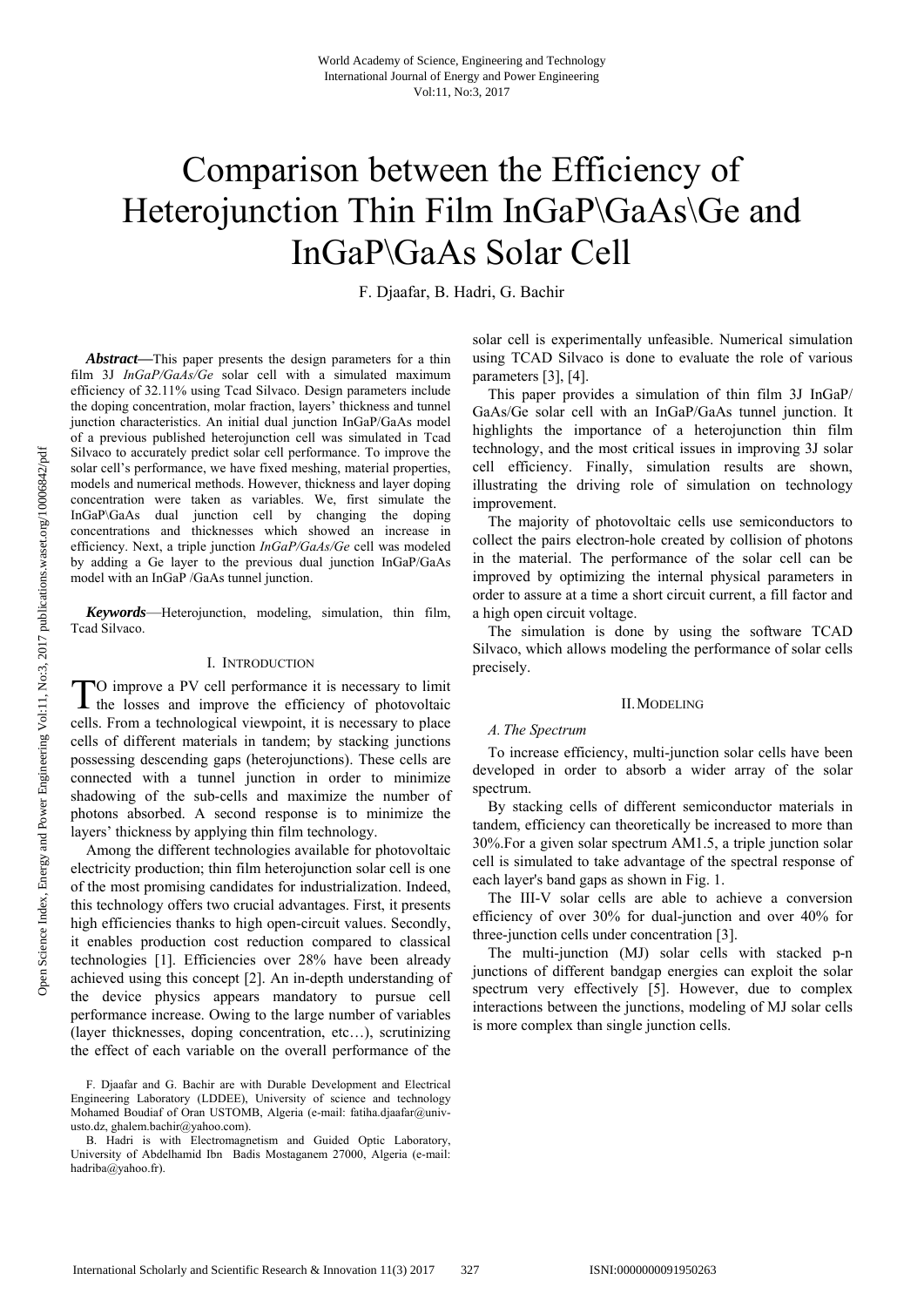// Comparison between the Efficiency of Heterojunction Thin Film InGaP\GaAs\Ge and InGaP\GaAs Solar Cell

F. Djaafar, B. Hadri, G. Bachir

***Abstract*****—**This paper presents the design parameters for a thin film 3J *InGaP/GaAs/Ge* solar cell with a simulated maximum efficiency of 32.11% using Tcad Silvaco. Design parameters include the doping concentration, molar fraction, layers' thickness and tunnel junction characteristics. An initial dual junction InGaP/GaAs model of a previous published heterojunction cell was simulated in Tcad Silvaco to accurately predict solar cell performance. To improve the solar cell's performance, we have fixed meshing, material properties, models and numerical methods. However, thickness and layer doping concentration were taken as variables. We, first simulate the InGaP\GaAs dual junction cell by changing the doping concentrations and thicknesses which showed an increase in efficiency. Next, a triple junction *InGaP/GaAs/Ge* cell was modeled by adding a Ge layer to the previous dual junction InGaP/GaAs model with an InGaP /GaAs tunnel junction.

***Keywords*****—**Heterojunction, modeling, simulation, thin film, Tcad Silvaco.

## I. Introduction

To improve a PV cell performance it is necessary to limit the losses and improve the efficiency of photovoltaic cells. From a technological viewpoint, it is necessary to place cells of different materials in tandem; by stacking junctions possessing descending gaps (heterojunctions). These cells are connected with a tunnel junction in order to minimize shadowing of the sub-cells and maximize the number of photons absorbed. A second response is to minimize the layers' thickness by applying thin film technology.

Among the different technologies available for photovoltaic electricity production; thin film heterojunction solar cell is one of the most promising candidates for industrialization. Indeed, this technology offers two crucial advantages. First, it presents high efficiencies thanks to high open-circuit values. Secondly, it enables production cost reduction compared to classical technologies [1]. Efficiencies over 28% have been already achieved using this concept [2]. An in-depth understanding of the device physics appears mandatory to pursue cell performance increase. Owing to the large number of variables (layer thicknesses, doping concentration, etc…), scrutinizing the effect of each variable on the overall performance of the solar cell is experimentally unfeasible. Numerical simulation using TCAD Silvaco is done to evaluate the role of various parameters [3], [4].

This paper provides a simulation of thin film 3J InGaP/ GaAs/Ge solar cell with an InGaP/GaAs tunnel junction. It highlights the importance of a heterojunction thin film technology, and the most critical issues in improving 3J solar cell efficiency. Finally, simulation results are shown, illustrating the driving role of simulation on technology improvement.

The majority of photovoltaic cells use semiconductors to collect the pairs electron-hole created by collision of photons in the material. The performance of the solar cell can be improved by optimizing the internal physical parameters in order to assure at a time a short circuit current, a fill factor and a high open circuit voltage.

The simulation is done by using the software TCAD Silvaco, which allows modeling the performance of solar cells precisely.

## II. Modeling

### *A. The Spectrum*

To increase efficiency, multi-junction solar cells have been developed in order to absorb a wider array of the solar spectrum.

By stacking cells of different semiconductor materials in tandem, efficiency can theoretically be increased to more than 30%.For a given solar spectrum AM1.5, a triple junction solar cell is simulated to take advantage of the spectral response of each layer's band gaps as shown in Fig. 1.

The III-V solar cells are able to achieve a conversion efficiency of over 30% for dual-junction and over 40% for three-junction cells under concentration [3].

The multi-junction (MJ) solar cells with stacked p-n junctions of different bandgap energies can exploit the solar spectrum very effectively [5]. However, due to complex interactions between the junctions, modeling of MJ solar cells is more complex than single junction cells.

F. Djaafar and G. Bachir are with Durable Development and Electrical Engineering Laboratory (LDDEE), University of science and technology Mohamed Boudiaf of Oran USTOMB, Algeria (e-mail: fatiha.djaafar@univ-usto.dz, ghalem.bachir@yahoo.com).

B. Hadri is with Electromagnetism and Guided Optic Laboratory, University of Abdelhamid Ibn Badis Mostaganem 27000, Algeria (e-mail: hadriba@yahoo.fr).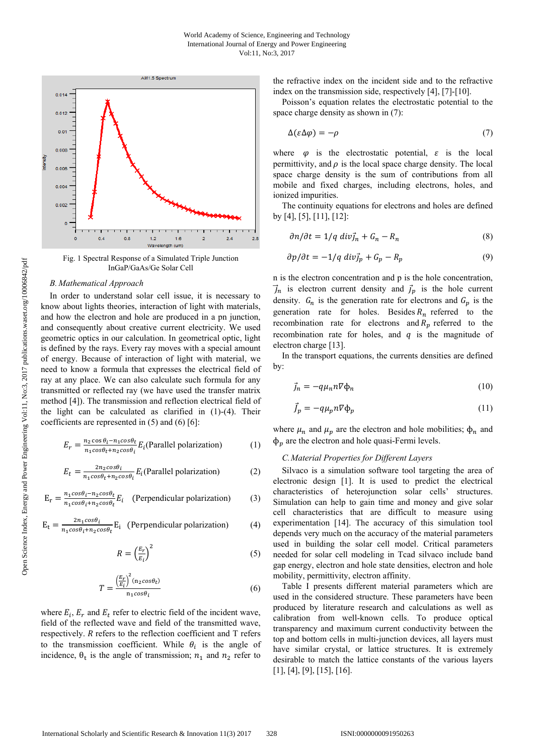Fig. 1 Spectral Response of a Simulated Triple Junction InGaP/GaAs/Ge Solar Cell

### *B. Mathematical Approach*

In order to understand solar cell issue, it is necessary to know about lights theories, interaction of light with materials, and how the electron and hole are produced in a pn junction, and consequently about creative current electricity. We used geometric optics in our calculation. In geometrical optic, light is defined by the rays. Every ray moves with a special amount of energy. Because of interaction of light with material, we need to know a formula that expresses the electrical field of ray at any place. We can also calculate such formula for any transmitted or reflected ray (we have used the transfer matrix method [4]). The transmission and reflection electrical field of the light can be calculated as clarified in (1)-(4). Their coefficients are represented in (5) and (6) [6]:

$$E_r = \frac{n_2 \cos\theta_i - n_1 \cos\theta_t}{n_1 \cos\theta_t + n_2 \cos\theta_i} E_i \text{(Parallel polarization)} \tag{1}$$

$$E_t = \frac{2 n_2 \cos\theta_i}{n_1 \cos\theta_t + n_2 \cos\theta_i} E_i \text{(Parallel polarization)} \tag{2}$$

$$E_r = \frac{n_1 \cos\theta_i - n_2 \cos\theta_t}{n_1 \cos\theta_i + n_2 \cos\theta_t} E_i \quad \text{(Perpendicular polarization)} \tag{3}$$

$$E_t = \frac{2 n_1 \cos\theta_i}{n_1 \cos\theta_i + n_2 \cos\theta_t} E_i \quad \text{(Perpendicular polarization)} \tag{4}$$

$$R = \left(\frac{E_r}{E_i}\right)^2 \tag{5}$$

$$T = \frac{\left(\frac{E_r}{E_i}\right)^2 (n_2 \cos\theta_t)}{n_1 \cos\theta_i} \tag{6}$$

where $E_i$, $E_r$ and $E_t$ refer to electric field of the incident wave, field of the reflected wave and field of the transmitted wave, respectively. $R$ refers to the reflection coefficient and T refers to the transmission coefficient. While $\theta_i$ is the angle of incidence, $\theta_t$ is the angle of transmission; $n_1$ and $n_2$ refer to the refractive index on the incident side and to the refractive index on the transmission side, respectively [4], [7]-[10].

Poisson's equation relates the electrostatic potential to the space charge density as shown in (7):

$$\Delta(\varepsilon \Delta\varphi) = -\rho \tag{7}$$

where $\varphi$ is the electrostatic potential, $\varepsilon$ is the local permittivity, and $\rho$ is the local space charge density. The local space charge density is the sum of contributions from all mobile and fixed charges, including electrons, holes, and ionized impurities.

The continuity equations for electrons and holes are defined by [4], [5], [11], [12]:

$$\partial n/\partial t = 1/q \, div\vec{j}_n + G_n - R_n \tag{8}$$

$$\partial p/\partial t = -1/q \, div\vec{j}_p + G_p - R_p \tag{9}$$

n is the electron concentration and p is the hole concentration, $\vec{j}_n$ is electron current density and $\vec{j}_p$ is the hole current density. $G_n$ is the generation rate for electrons and $G_p$ is the generation rate for holes. Besides $R_n$ referred to the recombination rate for electrons and $R_p$ referred to the recombination rate for holes, and $q$ is the magnitude of electron charge [13].

In the transport equations, the currents densities are defined by:

$$\vec{j}_n = -q\mu_n n \nabla \phi_n \tag{10}$$

$$\vec{j}_p = -q\mu_p n \nabla \phi_p \tag{11}$$

where $\mu_n$ and $\mu_p$ are the electron and hole mobilities; $\phi_n$ and $\phi_p$ are the electron and hole quasi-Fermi levels.

### *C. Material Properties for Different Layers*

Silvaco is a simulation software tool targeting the area of electronic design [1]. It is used to predict the electrical characteristics of heterojunction solar cells' structures. Simulation can help to gain time and money and give solar cell characteristics that are difficult to measure using experimentation [14]. The accuracy of this simulation tool depends very much on the accuracy of the material parameters used in building the solar cell model. Critical parameters needed for solar cell modeling in Tcad silvaco include band gap energy, electron and hole state densities, electron and hole mobility, permittivity, electron affinity.

Table I presents different material parameters which are used in the considered structure. These parameters have been produced by literature research and calculations as well as calibration from well-known cells. To produce optical transparency and maximum current conductivity between the top and bottom cells in multi-junction devices, all layers must have similar crystal, or lattice structures. It is extremely desirable to match the lattice constants of the various layers [1], [4], [9], [15], [16].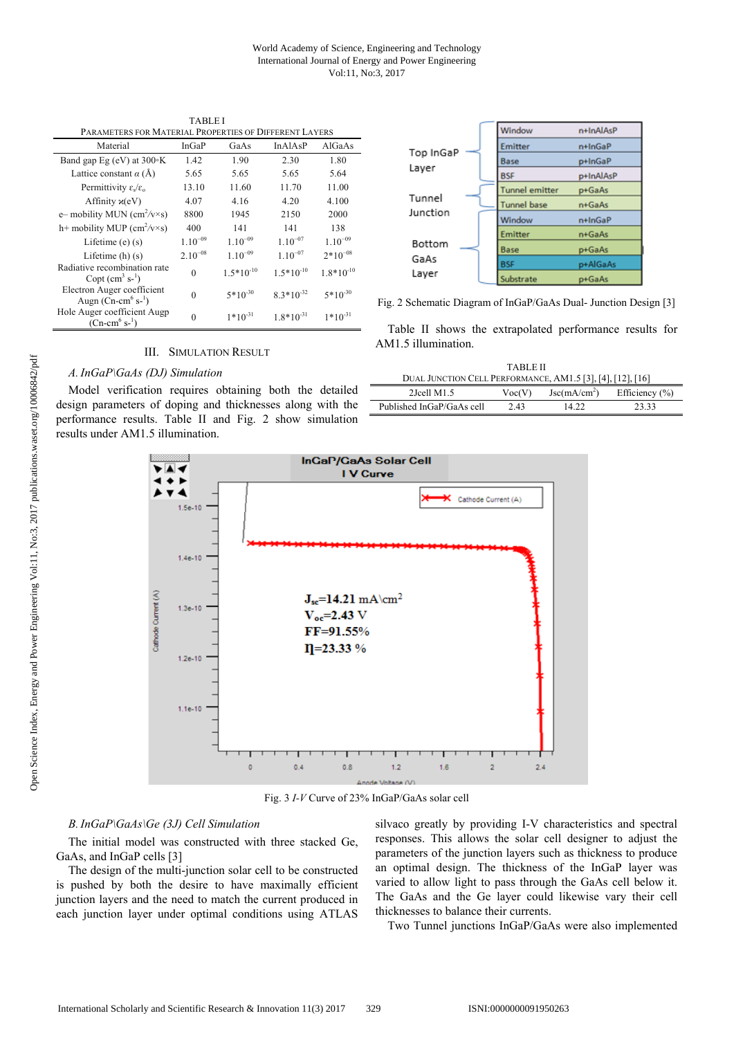TABLE I

PARAMETERS FOR MATERIAL PROPERTIES OF DIFFERENT LAYERS

| Material | InGaP | GaAs | InAlAsP | AlGaAs |
|---|---|---|---|---|
| Band gap Eg (eV) at 300◦K | 1.42 | 1.90 | 2.30 | 1.80 |
| Lattice constant $\alpha$ (Å) | 5.65 | 5.65 | 5.65 | 5.64 |
| Permittivity $\varepsilon_s/\varepsilon_o$ | 13.10 | 11.60 | 11.70 | 11.00 |
| Affinity ϰ(eV) | 4.07 | 4.16 | 4.20 | 4.100 |
| e– mobility MUN ($cm^2/v{\times}s$) | 8800 | 1945 | 2150 | 2000 |
| h+ mobility MUP ($cm^2/v{\times}s$) | 400 | 141 | 141 | 138 |
| Lifetime (e) (s) | $1.10^{-09}$ | $1.10^{-09}$ | $1.10^{-07}$ | $1.10^{-09}$ |
| Lifetime (h) (s) | $2.10^{-08}$ | $1.10^{-09}$ | $1.10^{-07}$ | $2{*}10^{-08}$ |
| Radiative recombination rate Copt ($cm^3$ $s^{-1}$) | 0 | $1.5{*}10^{-10}$ | $1.5{*}10^{-10}$ | $1.8{*}10^{-10}$ |
| Electron Auger coefficient Augn (Cn-$cm^6$ $s^{-1}$) | 0 | $5{*}10^{-30}$ | $8.3{*}10^{-32}$ | $5{*}10^{-30}$ |
| Hole Auger coefficient Augp (Cn-$cm^6$ $s^{-1}$) | 0 | $1{*}10^{-31}$ | $1.8{*}10^{-31}$ | $1{*}10^{-31}$ |

## III. Simulation Result

### *A. InGaP\GaAs (DJ) Simulation*

Model verification requires obtaining both the detailed design parameters of doping and thicknesses along with the performance results. Table II and Fig. 2 show simulation results under AM1.5 illumination.

Fig. 2 Schematic Diagram of InGaP/GaAs Dual- Junction Design [3]

Table II shows the extrapolated performance results for AM1.5 illumination.

TABLE II

DUAL JUNCTION CELL PERFORMANCE, AM1.5 [3], [4], [12], [16]

| 2Jcell M1.5 | Voc(V) | Jsc($mA/cm^2$) | Efficiency (%) |
|---|---|---|---|
| Published InGaP/GaAs cell | 2.43 | 14.22 | 23.33 |

Fig. 3 *I-V* Curve of 23% InGaP/GaAs solar cell

### *B. InGaP\GaAs\Ge (3J) Cell Simulation*

The initial model was constructed with three stacked Ge, GaAs, and InGaP cells [3]

The design of the multi-junction solar cell to be constructed is pushed by both the desire to have maximally efficient junction layers and the need to match the current produced in each junction layer under optimal conditions using ATLAS silvaco greatly by providing I-V characteristics and spectral responses. This allows the solar cell designer to adjust the parameters of the junction layers such as thickness to produce an optimal design. The thickness of the InGaP layer was varied to allow light to pass through the GaAs cell below it. The GaAs and the Ge layer could likewise vary their cell thicknesses to balance their currents.

Two Tunnel junctions InGaP/GaAs were also implemented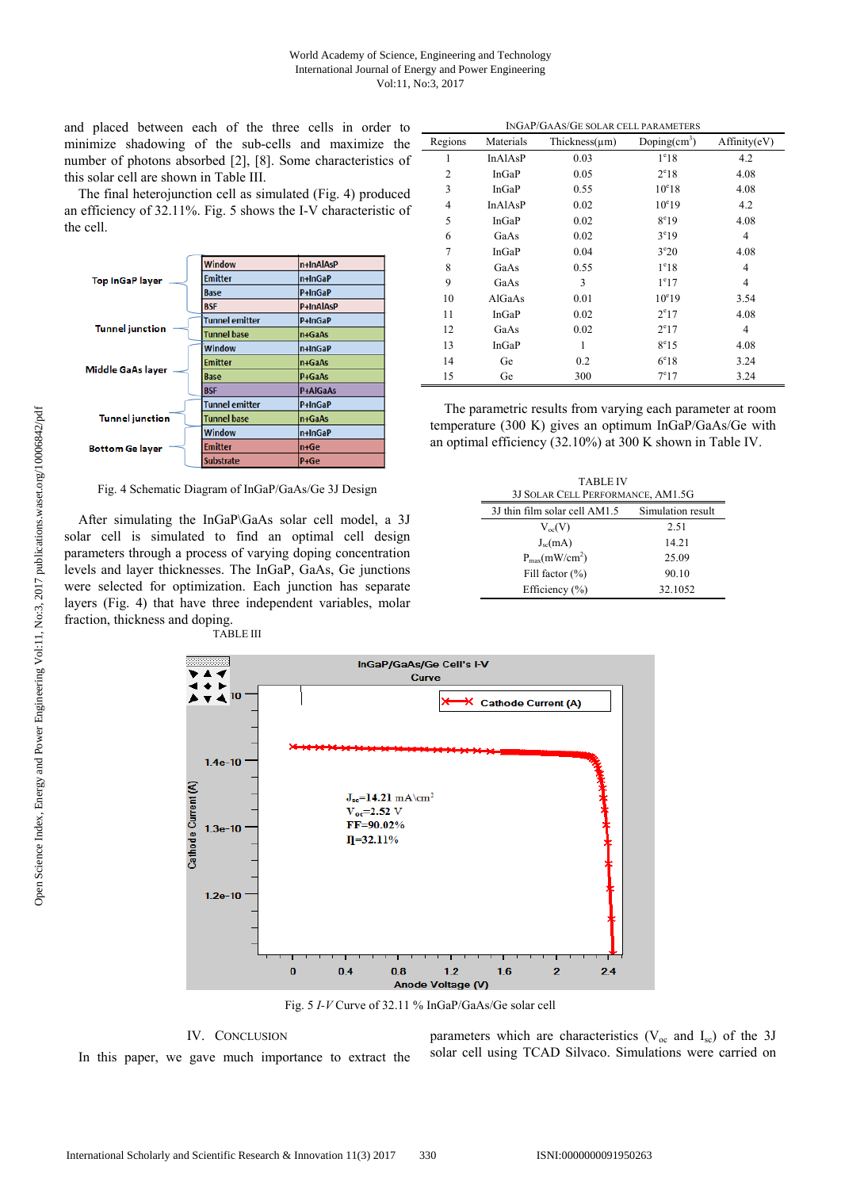and placed between each of the three cells in order to minimize shadowing of the sub-cells and maximize the number of photons absorbed [2], [8]. Some characteristics of this solar cell are shown in Table III.

The final heterojunction cell as simulated (Fig. 4) produced an efficiency of 32.11%. Fig. 5 shows the I-V characteristic of the cell.

| | Layer | Material |
|---|---|---|
| Top InGaP layer | Window | n+InAlAsP |
| | Emitter | n+InGaP |
| | Base | P+InGaP |
| | BSF | P+InAlAsP |
| Tunnel junction | Tunnel emitter | P+InGaP |
| | Tunnel base | n+GaAs |
| Middle GaAs layer | Window | n+InGaP |
| | Emitter | n+GaAs |
| | Base | P+GaAs |
| | BSF | P+AlGaAs |
| Tunnel junction | Tunnel emitter | P+InGaP |
| | Tunnel base | n+GaAs |
| Bottom Ge layer | Window | n+InGaP |
| | Emitter | n+Ge |
| | Substrate | P+Ge |

Fig. 4 Schematic Diagram of InGaP/GaAs/Ge 3J Design

After simulating the InGaP\GaAs solar cell model, a 3J solar cell is simulated to find an optimal cell design parameters through a process of varying doping concentration levels and layer thicknesses. The InGaP, GaAs, Ge junctions were selected for optimization. Each junction has separate layers (Fig. 4) that have three independent variables, molar fraction, thickness and doping.

TABLE III
INGAP/GAAS/GE SOLAR CELL PARAMETERS

| Regions | Materials | Thickness(µm) | Doping($cm^3$) | Affinity(eV) |
|---|---|---|---|---|
| 1 | InAlAsP | 0.03 | 1e18 | 4.2 |
| 2 | InGaP | 0.05 | 2e18 | 4.08 |
| 3 | InGaP | 0.55 | 10e18 | 4.08 |
| 4 | InAlAsP | 0.02 | 10e19 | 4.2 |
| 5 | InGaP | 0.02 | 8e19 | 4.08 |
| 6 | GaAs | 0.02 | 3e19 | 4 |
| 7 | InGaP | 0.04 | 3e20 | 4.08 |
| 8 | GaAs | 0.55 | 1e18 | 4 |
| 9 | GaAs | 3 | 1e17 | 4 |
| 10 | AlGaAs | 0.01 | 10e19 | 3.54 |
| 11 | InGaP | 0.02 | 2e17 | 4.08 |
| 12 | GaAs | 0.02 | 2e17 | 4 |
| 13 | InGaP | 1 | 8e15 | 4.08 |
| 14 | Ge | 0.2 | 6e18 | 3.24 |
| 15 | Ge | 300 | 7e17 | 3.24 |

The parametric results from varying each parameter at room temperature (300 K) gives an optimum InGaP/GaAs/Ge with an optimal efficiency (32.10%) at 300 K shown in Table IV.

TABLE IV
3J SOLAR CELL PERFORMANCE, AM1.5G

| 3J thin film solar cell AM1.5 | Simulation result |
|---|---|
| $V_{oc}$(V) | 2.51 |
| $J_{sc}$(mA) | 14.21 |
| $P_{max}$(mW/$cm^2$) | 25.09 |
| Fill factor (%) | 90.10 |
| Efficiency (%) | 32.1052 |

InGaP/GaAs/Ge Cell's I-V Curve

$J_{sc}$=14.21 mA\cm²
$V_{oc}$=2.52 V
FF=90.02%
η=32.11%

Fig. 5 *I-V* Curve of 32.11 % InGaP/GaAs/Ge solar cell

## IV. CONCLUSION

In this paper, we gave much importance to extract the parameters which are characteristics ($V_{oc}$ and $I_{sc}$) of the 3J solar cell using TCAD Silvaco. Simulations were carried on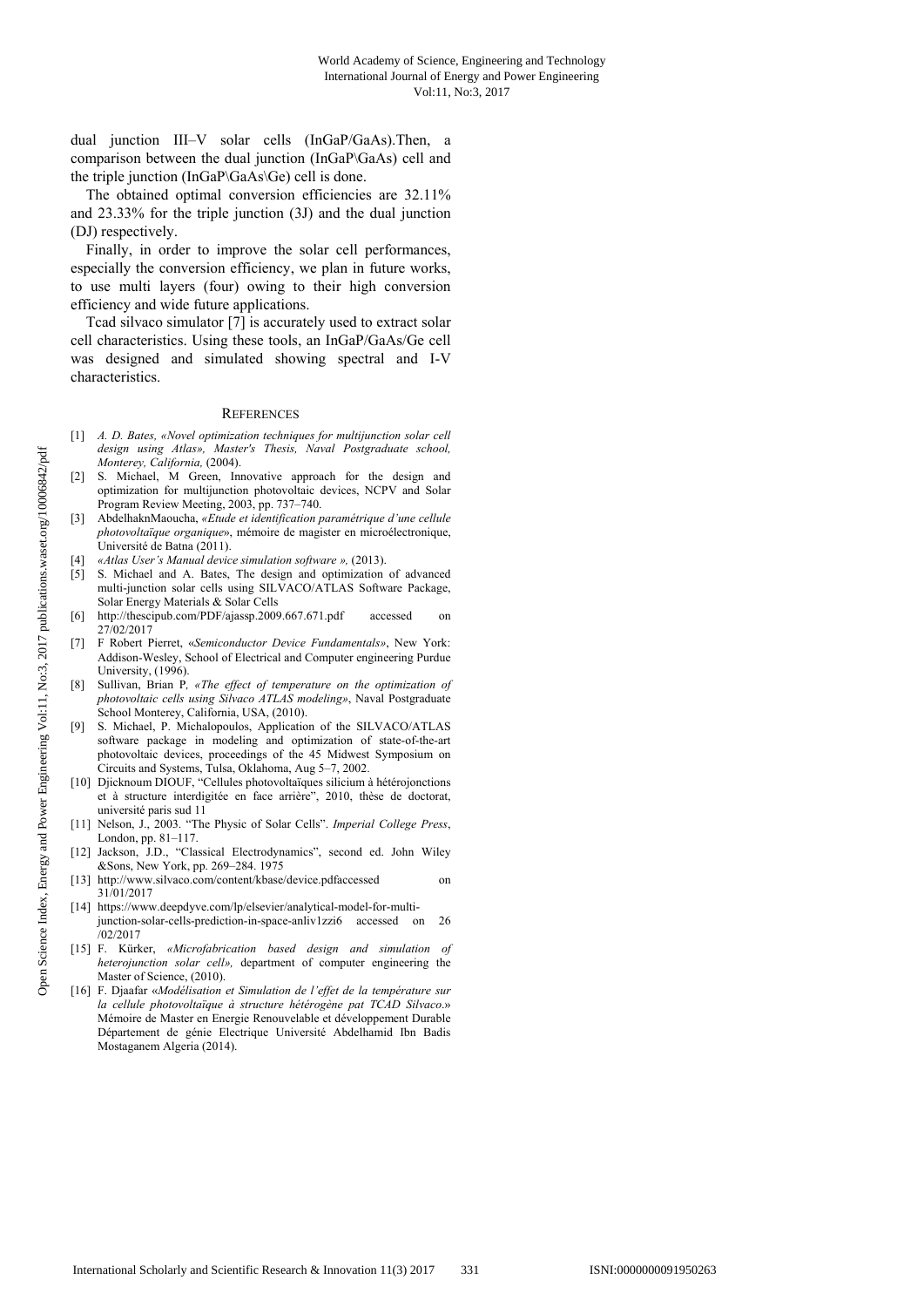dual junction III–V solar cells (InGaP/GaAs).Then, a comparison between the dual junction (InGaP\GaAs) cell and the triple junction (InGaP\GaAs\Ge) cell is done.

The obtained optimal conversion efficiencies are 32.11% and 23.33% for the triple junction (3J) and the dual junction (DJ) respectively.

Finally, in order to improve the solar cell performances, especially the conversion efficiency, we plan in future works, to use multi layers (four) owing to their high conversion efficiency and wide future applications.

Tcad silvaco simulator [7] is accurately used to extract solar cell characteristics. Using these tools, an InGaP/GaAs/Ge cell was designed and simulated showing spectral and I-V characteristics.

## References

[1] *A. D. Bates, «Novel optimization techniques for multijunction solar cell design using Atlas», Master's Thesis, Naval Postgraduate school, Monterey, California,* (2004).

[2] S. Michael, M Green, Innovative approach for the design and optimization for multijunction photovoltaic devices, NCPV and Solar Program Review Meeting, 2003, pp. 737–740.

[3] AbdelhaknMaoucha, «*Etude et identification paramétrique d'une cellule photovoltaïque organique*», mémoire de magister en microélectronique, Université de Batna (2011).

[4] *«Atlas User's Manual device simulation software »,* (2013).

[5] S. Michael and A. Bates, The design and optimization of advanced multi-junction solar cells using SILVACO/ATLAS Software Package, Solar Energy Materials & Solar Cells

[6] http://thescipub.com/PDF/ajassp.2009.667.671.pdf accessed on 27/02/2017

[7] F Robert Pierret, «*Semiconductor Device Fundamentals*», New York: Addison-Wesley, School of Electrical and Computer engineering Purdue University, (1996).

[8] Sullivan, Brian P*, «The effect of temperature on the optimization of photovoltaic cells using Silvaco ATLAS modeling»*, Naval Postgraduate School Monterey, California, USA, (2010).

[9] S. Michael, P. Michalopoulos, Application of the SILVACO/ATLAS software package in modeling and optimization of state-of-the-art photovoltaic devices, proceedings of the 45 Midwest Symposium on Circuits and Systems, Tulsa, Oklahoma, Aug 5–7, 2002.

[10] Djicknoum DIOUF, "Cellules photovoltaïques silicium à hétérojonctions et à structure interdigitée en face arrière", 2010, thèse de doctorat, université paris sud 11

[11] Nelson, J., 2003. "The Physic of Solar Cells". *Imperial College Press*, London, pp. 81–117.

[12] Jackson, J.D., "Classical Electrodynamics", second ed. John Wiley &Sons, New York, pp. 269–284. 1975

[13] http://www.silvaco.com/content/kbase/device.pdfaccessed on 31/01/2017

[14] https://www.deepdyve.com/lp/elsevier/analytical-model-for-multi-junction-solar-cells-prediction-in-space-anliv1zzi6 accessed on 26 /02/2017

[15] F. Kürker, *«Microfabrication based design and simulation of heterojunction solar cell»,* department of computer engineering the Master of Science, (2010).

[16] F. Djaafar «*Modélisation et Simulation de l'effet de la température sur la cellule photovoltaïque à structure hétérogène pat TCAD Silvaco*.» Mémoire de Master en Energie Renouvelable et développement Durable Département de génie Electrique Université Abdelhamid Ibn Badis Mostaganem Algeria (2014).